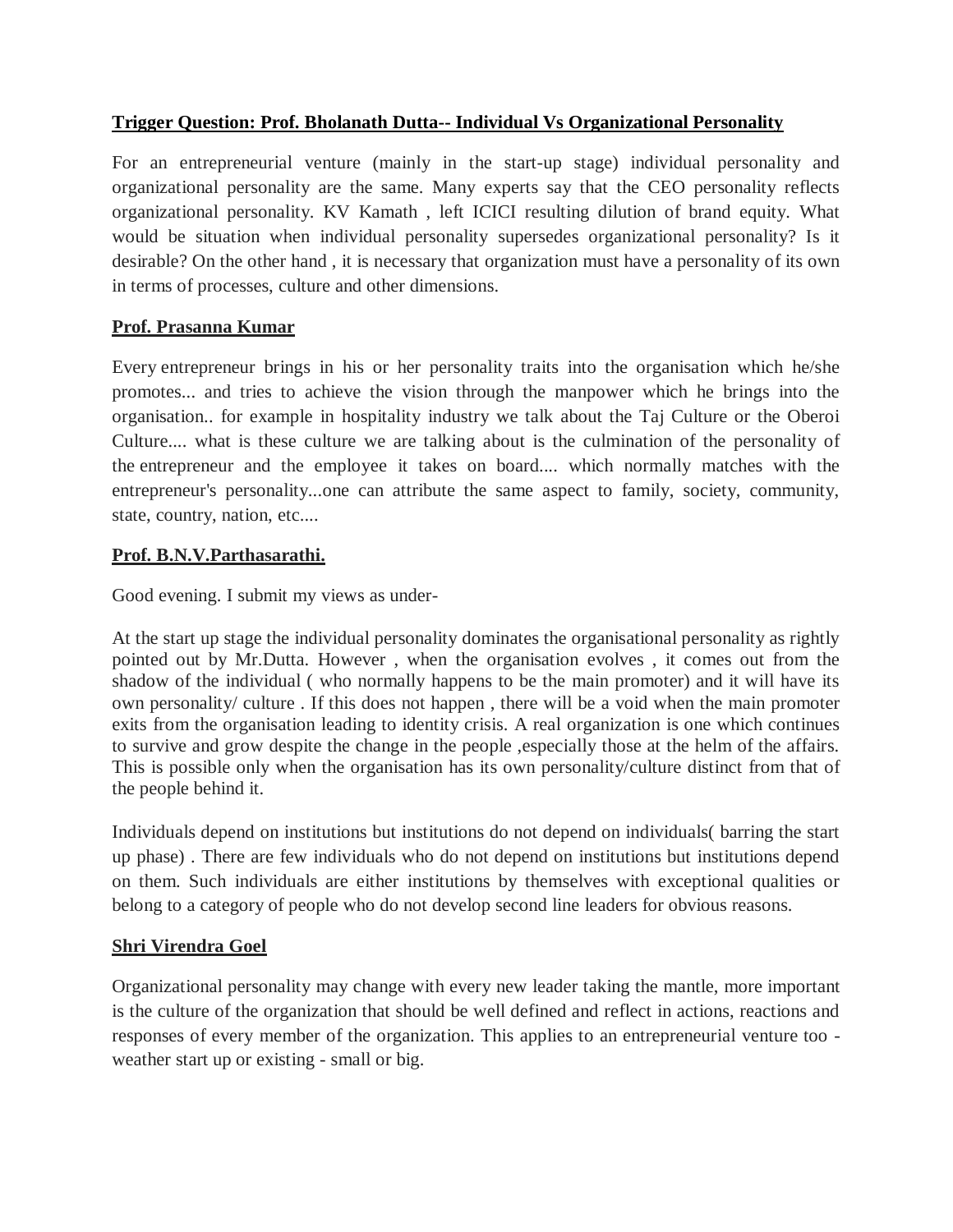**Trigger Question: Prof. Bholanath Dutta-- Individual Vs Organizational Personality**

For an entrepreneurial venture (mainly in the start-up stage) individual personality and organizational personality are the same. Many experts say that the CEO personality reflects organizational personality. KV Kamath , left ICICI resulting dilution of brand equity. What would be situation when individual personality supersedes organizational personality? Is it desirable? On the other hand , it is necessary that organization must have a personality of its own in terms of processes, culture and other dimensions.

**Prof. Prasanna Kumar**

Every entrepreneur brings in his or her personality traits into the organisation which he/she promotes... and tries to achieve the vision through the manpower which he brings into the organisation.. for example in hospitality industry we talk about the Taj Culture or the Oberoi Culture.... what is these culture we are talking about is the culmination of the personality of the entrepreneur and the employee it takes on board.... which normally matches with the entrepreneur's personality...one can attribute the same aspect to family, society, community, state, country, nation, etc....

**Prof. B.N.V.Parthasarathi.**

Good evening. I submit my views as under-

At the start up stage the individual personality dominates the organisational personality as rightly pointed out by Mr.Dutta. However , when the organisation evolves , it comes out from the shadow of the individual ( who normally happens to be the main promoter) and it will have its own personality/ culture . If this does not happen , there will be a void when the main promoter exits from the organisation leading to identity crisis. A real organization is one which continues to survive and grow despite the change in the people ,especially those at the helm of the affairs. This is possible only when the organisation has its own personality/culture distinct from that of the people behind it.

Individuals depend on institutions but institutions do not depend on individuals( barring the start up phase) . There are few individuals who do not depend on institutions but institutions depend on them. Such individuals are either institutions by themselves with exceptional qualities or belong to a category of people who do not develop second line leaders for obvious reasons.

**Shri Virendra Goel**

Organizational personality may change with every new leader taking the mantle, more important is the culture of the organization that should be well defined and reflect in actions, reactions and responses of every member of the organization. This applies to an entrepreneurial venture too - weather start up or existing - small or big.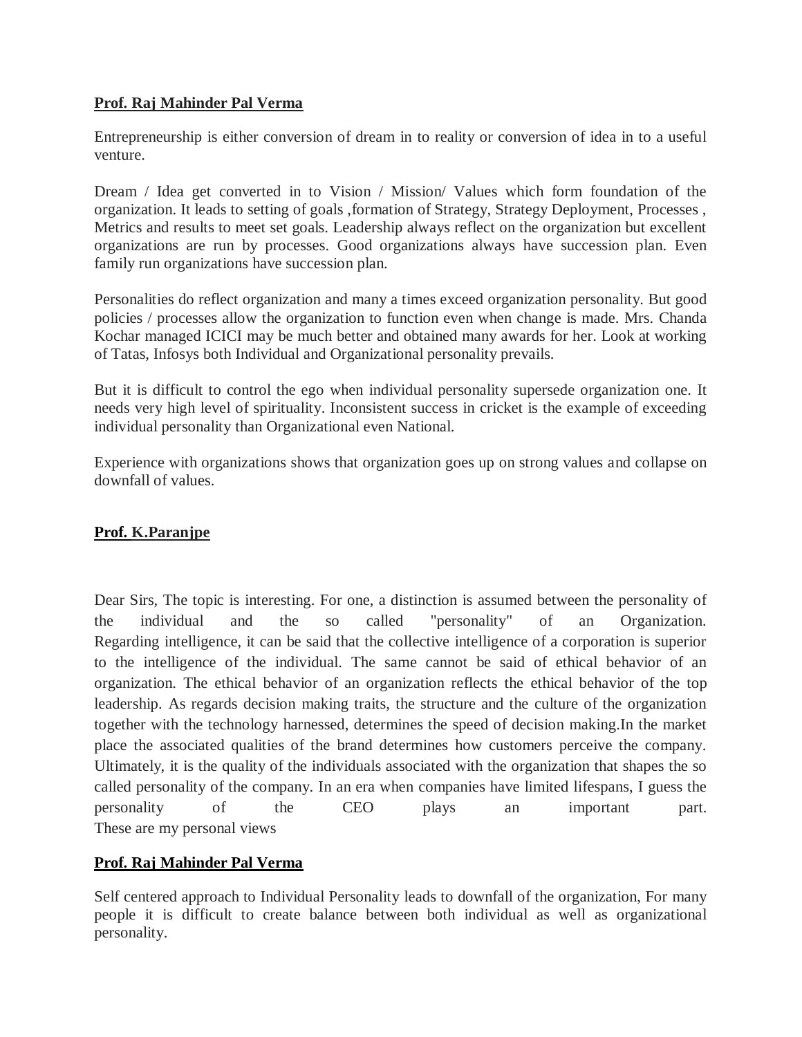**Prof. Raj Mahinder Pal Verma**

Entrepreneurship is either conversion of dream in to reality or conversion of idea in to a useful venture.

Dream / Idea get converted in to Vision / Mission/ Values which form foundation of the organization. It leads to setting of goals ,formation of Strategy, Strategy Deployment, Processes , Metrics and results to meet set goals. Leadership always reflect on the organization but excellent organizations are run by processes. Good organizations always have succession plan. Even family run organizations have succession plan.

Personalities do reflect organization and many a times exceed organization personality. But good policies / processes allow the organization to function even when change is made. Mrs. Chanda Kochar managed ICICI may be much better and obtained many awards for her. Look at working of Tatas, Infosys both Individual and Organizational personality prevails.

But it is difficult to control the ego when individual personality supersede organization one. It needs very high level of spirituality. Inconsistent success in cricket is the example of exceeding individual personality than Organizational even National.

Experience with organizations shows that organization goes up on strong values and collapse on downfall of values.

**Prof. K.Paranjpe**

Dear Sirs, The topic is interesting. For one, a distinction is assumed between the personality of the individual and the so called "personality" of an Organization. Regarding intelligence, it can be said that the collective intelligence of a corporation is superior to the intelligence of the individual. The same cannot be said of ethical behavior of an organization. The ethical behavior of an organization reflects the ethical behavior of the top leadership. As regards decision making traits, the structure and the culture of the organization together with the technology harnessed, determines the speed of decision making.In the market place the associated qualities of the brand determines how customers perceive the company. Ultimately, it is the quality of the individuals associated with the organization that shapes the so called personality of the company. In an era when companies have limited lifespans, I guess the personality of the CEO plays an important part.
These are my personal views

**Prof. Raj Mahinder Pal Verma**

Self centered approach to Individual Personality leads to downfall of the organization, For many people it is difficult to create balance between both individual as well as organizational personality.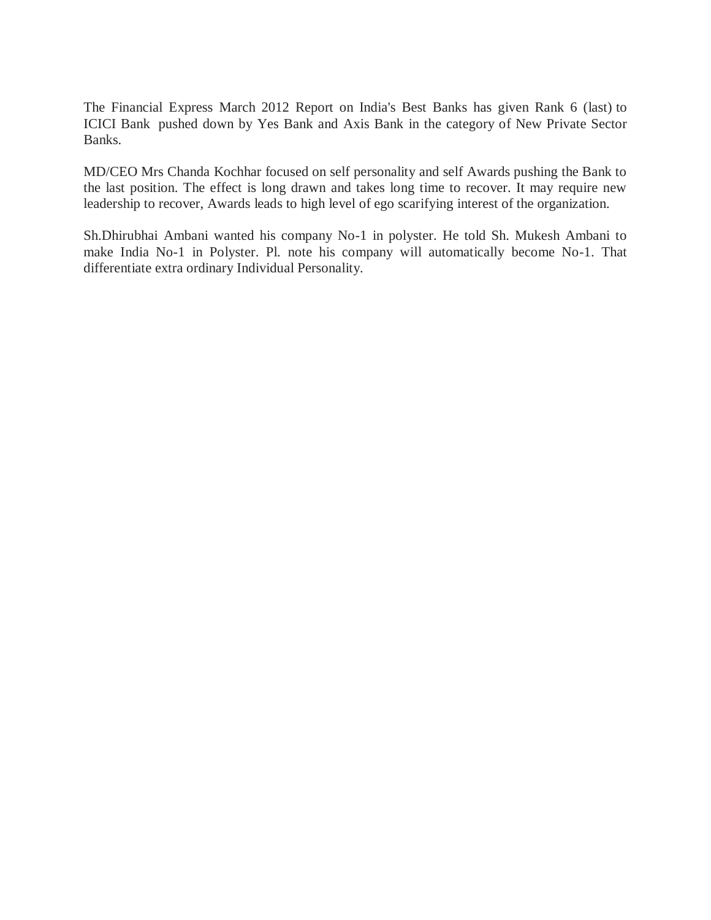The Financial Express March 2012 Report on India's Best Banks has given Rank 6 (last) to ICICI Bank pushed down by Yes Bank and Axis Bank in the category of New Private Sector Banks.

MD/CEO Mrs Chanda Kochhar focused on self personality and self Awards pushing the Bank to the last position. The effect is long drawn and takes long time to recover. It may require new leadership to recover, Awards leads to high level of ego scarifying interest of the organization.

Sh.Dhirubhai Ambani wanted his company No-1 in polyster. He told Sh. Mukesh Ambani to make India No-1 in Polyster. Pl. note his company will automatically become No-1. That differentiate extra ordinary Individual Personality.